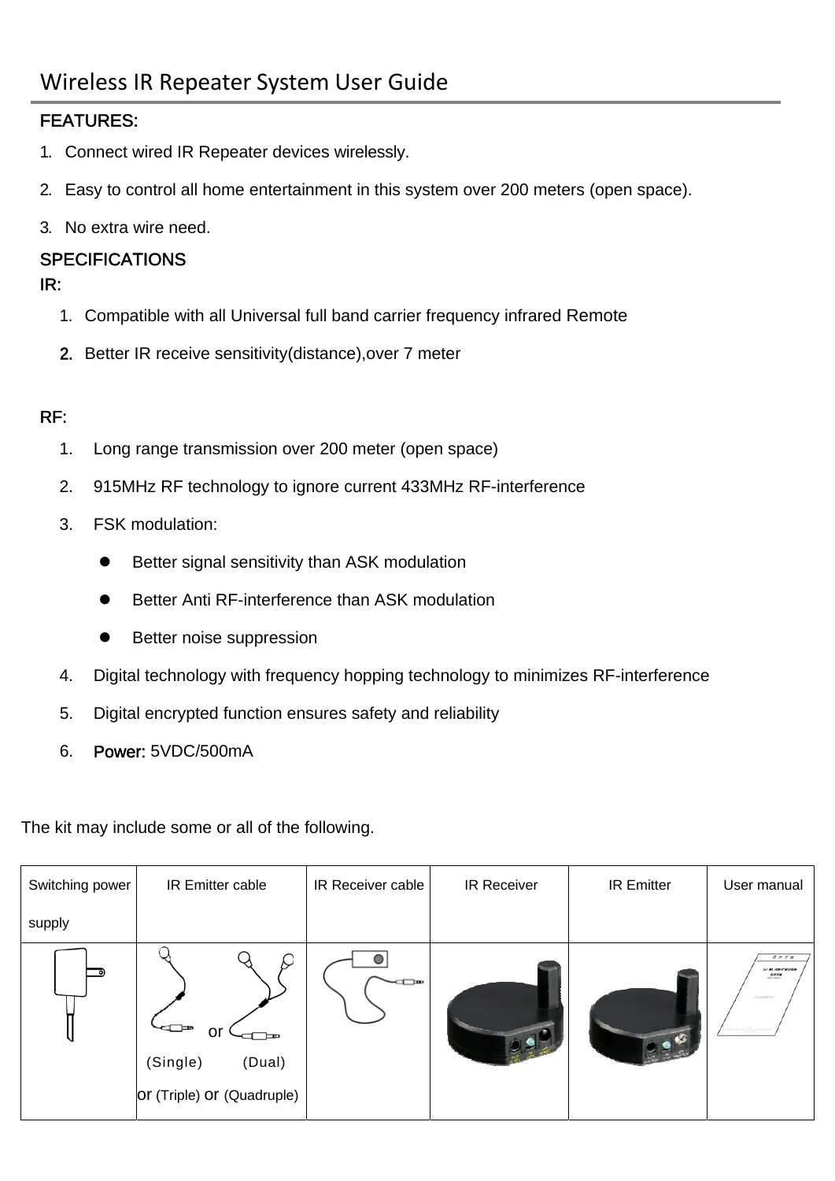# Wireless IR Repeater System User Guide

**FEATURES:**

1. Connect wired IR Repeater devices wirelessly.
2. Easy to control all home entertainment in this system over 200 meters (open space).
3. No extra wire need.

**SPECIFICATIONS**

**IR:**

1. Compatible with all Universal full band carrier frequency infrared Remote
2. Better IR receive sensitivity(distance),over 7 meter

**RF:**

1. Long range transmission over 200 meter (open space)
2. 915MHz RF technology to ignore current 433MHz RF-interference
3. FSK modulation:
   - Better signal sensitivity than ASK modulation
   - Better Anti RF-interference than ASK modulation
   - Better noise suppression
4. Digital technology with frequency hopping technology to minimizes RF-interference
5. Digital encrypted function ensures safety and reliability
6. **Power:** 5VDC/500mA

The kit may include some or all of the following.

| Switching power supply | IR Emitter cable | IR Receiver cable | IR Receiver | IR Emitter | User manual |
|---|---|---|---|---|---|
| | or (Single) (Dual) or (Triple) or (Quadruple) | | | | |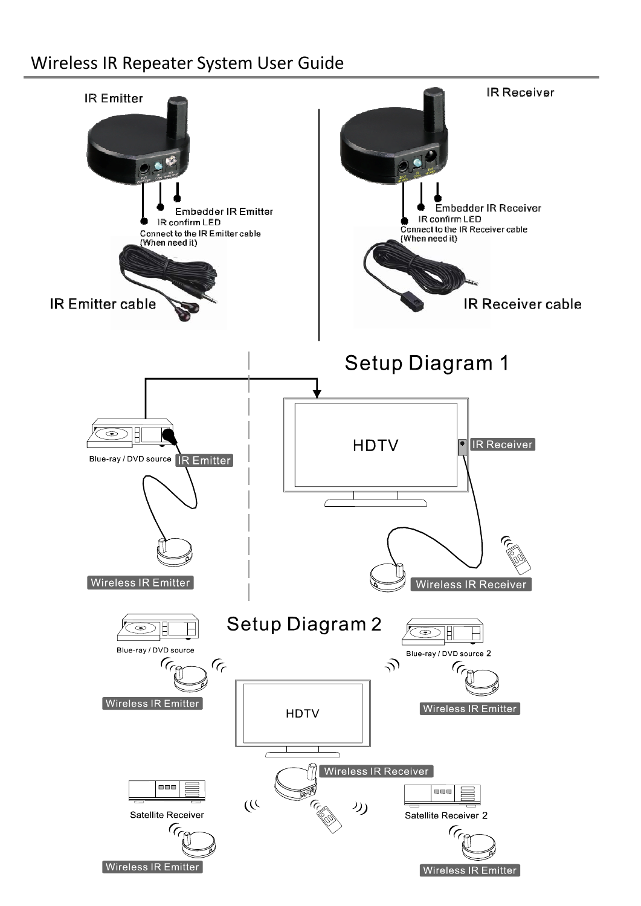# Wireless IR Repeater System User Guide

IR Emitter

- Embedder IR Emitter
- IR confirm LED
- Connect to the IR Emitter cable (When need it)

IR Emitter cable

IR Receiver

- Embedder IR Receiver
- IR confirm LED
- Connect to the IR Receiver cable (When need it)

IR Receiver cable

## Setup Diagram 1

Blue-ray / DVD source

IR Emitter

HDTV

IR Receiver

Wireless IR Emitter

Wireless IR Receiver

## Setup Diagram 2

Blue-ray / DVD source

Wireless IR Emitter

Blue-ray / DVD source 2

Wireless IR Emitter

HDTV

Wireless IR Receiver

Satellite Receiver

Wireless IR Emitter

Satellite Receiver 2

Wireless IR Emitter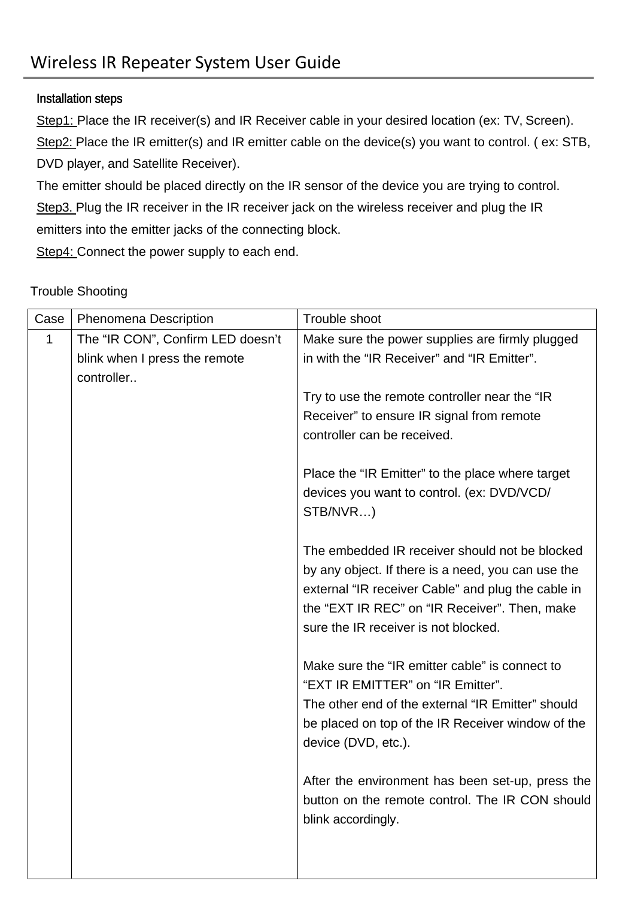# Wireless IR Repeater System User Guide

**Installation steps**

Step1: Place the IR receiver(s) and IR Receiver cable in your desired location (ex: TV, Screen).

Step2: Place the IR emitter(s) and IR emitter cable on the device(s) you want to control. ( ex: STB, DVD player, and Satellite Receiver).

The emitter should be placed directly on the IR sensor of the device you are trying to control.

Step3. Plug the IR receiver in the IR receiver jack on the wireless receiver and plug the IR emitters into the emitter jacks of the connecting block.

Step4: Connect the power supply to each end.

Trouble Shooting

| Case | Phenomena Description | Trouble shoot |
| --- | --- | --- |
| 1 | The “IR CON”, Confirm LED doesn’t blink when I press the remote controller.. | Make sure the power supplies are firmly plugged in with the “IR Receiver” and “IR Emitter”.<br><br>Try to use the remote controller near the “IR Receiver” to ensure IR signal from remote controller can be received.<br><br>Place the “IR Emitter” to the place where target devices you want to control. (ex: DVD/VCD/ STB/NVR…)<br><br>The embedded IR receiver should not be blocked by any object. If there is a need, you can use the external “IR receiver Cable” and plug the cable in the “EXT IR REC” on “IR Receiver”. Then, make sure the IR receiver is not blocked.<br><br>Make sure the “IR emitter cable” is connect to “EXT IR EMITTER” on “IR Emitter”.<br>The other end of the external “IR Emitter” should be placed on top of the IR Receiver window of the device (DVD, etc.).<br><br>After the environment has been set-up, press the button on the remote control. The IR CON should blink accordingly. |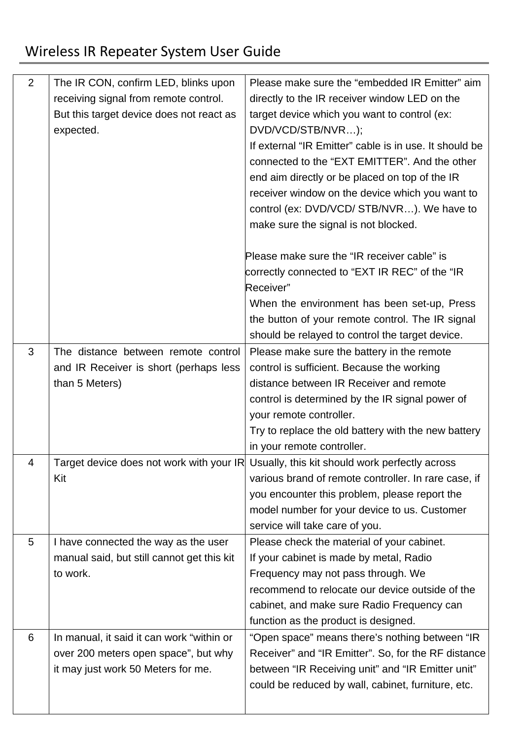| | | |
|---|---|---|
| 2 | The IR CON, confirm LED, blinks upon receiving signal from remote control. But this target device does not react as expected. | Please make sure the "embedded IR Emitter" aim directly to the IR receiver window LED on the target device which you want to control (ex: DVD/VCD/STB/NVR…);<br>If external "IR Emitter" cable is in use. It should be connected to the "EXT EMITTER". And the other end aim directly or be placed on top of the IR receiver window on the device which you want to control (ex: DVD/VCD/ STB/NVR…). We have to make sure the signal is not blocked.<br><br>Please make sure the "IR receiver cable" is correctly connected to "EXT IR REC" of the "IR Receiver"<br>When the environment has been set-up, Press the button of your remote control. The IR signal should be relayed to control the target device. |
| 3 | The distance between remote control and IR Receiver is short (perhaps less than 5 Meters) | Please make sure the battery in the remote control is sufficient. Because the working distance between IR Receiver and remote control is determined by the IR signal power of your remote controller.<br>Try to replace the old battery with the new battery in your remote controller. |
| 4 | Target device does not work with your IR Kit | Usually, this kit should work perfectly across various brand of remote controller. In rare case, if you encounter this problem, please report the model number for your device to us. Customer service will take care of you. |
| 5 | I have connected the way as the user manual said, but still cannot get this kit to work. | Please check the material of your cabinet.<br>If your cabinet is made by metal, Radio Frequency may not pass through. We recommend to relocate our device outside of the cabinet, and make sure Radio Frequency can function as the product is designed. |
| 6 | In manual, it said it can work "within or over 200 meters open space", but why it may just work 50 Meters for me. | "Open space" means there's nothing between "IR Receiver" and "IR Emitter". So, for the RF distance between "IR Receiving unit" and "IR Emitter unit" could be reduced by wall, cabinet, furniture, etc. |